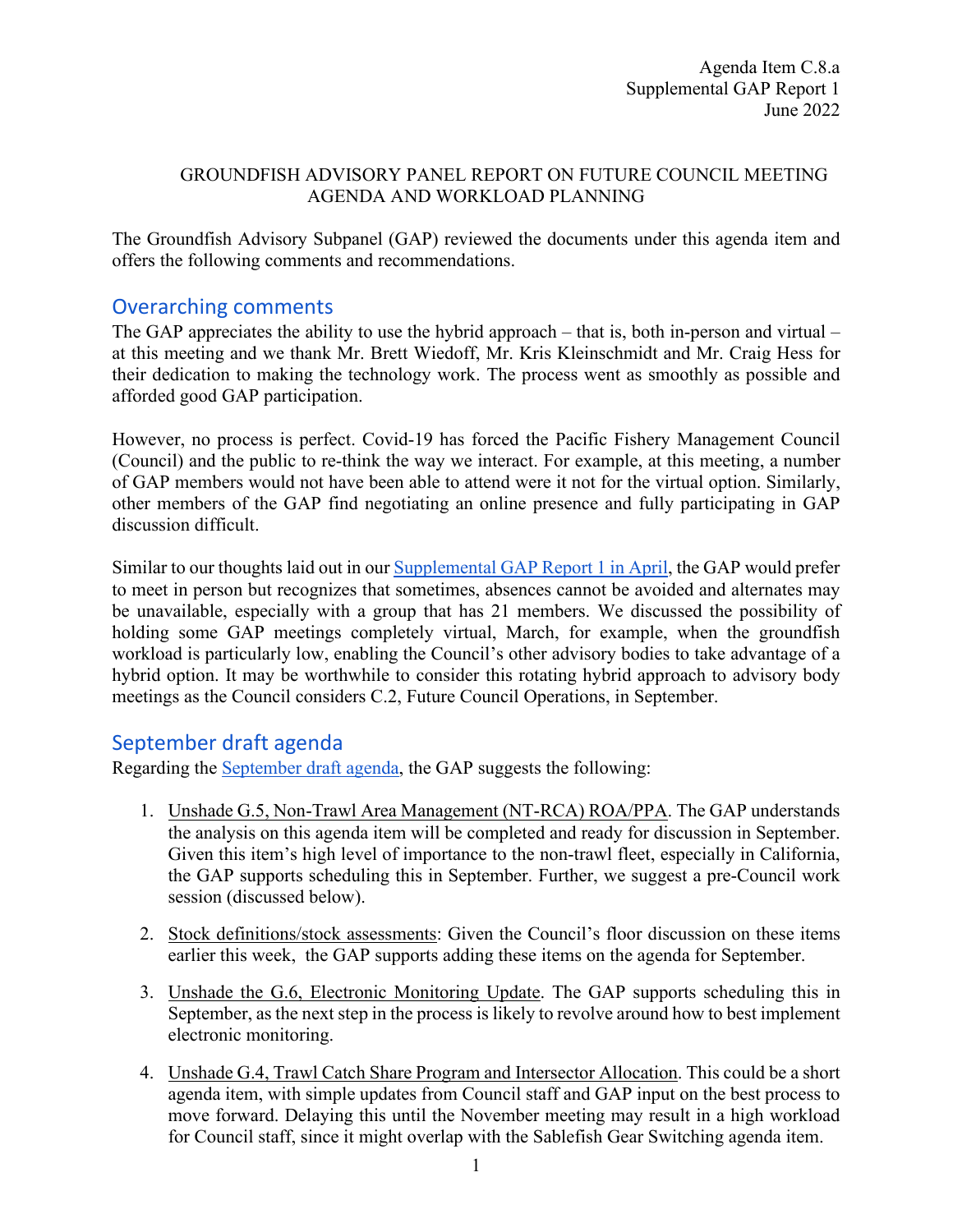Agenda Item C.8.a
Supplemental GAP Report 1
June 2022

GROUNDFISH ADVISORY PANEL REPORT ON FUTURE COUNCIL MEETING AGENDA AND WORKLOAD PLANNING

The Groundfish Advisory Subpanel (GAP) reviewed the documents under this agenda item and offers the following comments and recommendations.

## Overarching comments

The GAP appreciates the ability to use the hybrid approach – that is, both in-person and virtual – at this meeting and we thank Mr. Brett Wiedoff, Mr. Kris Kleinschmidt and Mr. Craig Hess for their dedication to making the technology work. The process went as smoothly as possible and afforded good GAP participation.

However, no process is perfect. Covid-19 has forced the Pacific Fishery Management Council (Council) and the public to re-think the way we interact. For example, at this meeting, a number of GAP members would not have been able to attend were it not for the virtual option. Similarly, other members of the GAP find negotiating an online presence and fully participating in GAP discussion difficult.

Similar to our thoughts laid out in our Supplemental GAP Report 1 in April, the GAP would prefer to meet in person but recognizes that sometimes, absences cannot be avoided and alternates may be unavailable, especially with a group that has 21 members. We discussed the possibility of holding some GAP meetings completely virtual, March, for example, when the groundfish workload is particularly low, enabling the Council's other advisory bodies to take advantage of a hybrid option. It may be worthwhile to consider this rotating hybrid approach to advisory body meetings as the Council considers C.2, Future Council Operations, in September.

## September draft agenda

Regarding the September draft agenda, the GAP suggests the following:

1. Unshade G.5, Non-Trawl Area Management (NT-RCA) ROA/PPA. The GAP understands the analysis on this agenda item will be completed and ready for discussion in September. Given this item's high level of importance to the non-trawl fleet, especially in California, the GAP supports scheduling this in September. Further, we suggest a pre-Council work session (discussed below).

2. Stock definitions/stock assessments: Given the Council's floor discussion on these items earlier this week, the GAP supports adding these items on the agenda for September.

3. Unshade the G.6, Electronic Monitoring Update. The GAP supports scheduling this in September, as the next step in the process is likely to revolve around how to best implement electronic monitoring.

4. Unshade G.4, Trawl Catch Share Program and Intersector Allocation. This could be a short agenda item, with simple updates from Council staff and GAP input on the best process to move forward. Delaying this until the November meeting may result in a high workload for Council staff, since it might overlap with the Sablefish Gear Switching agenda item.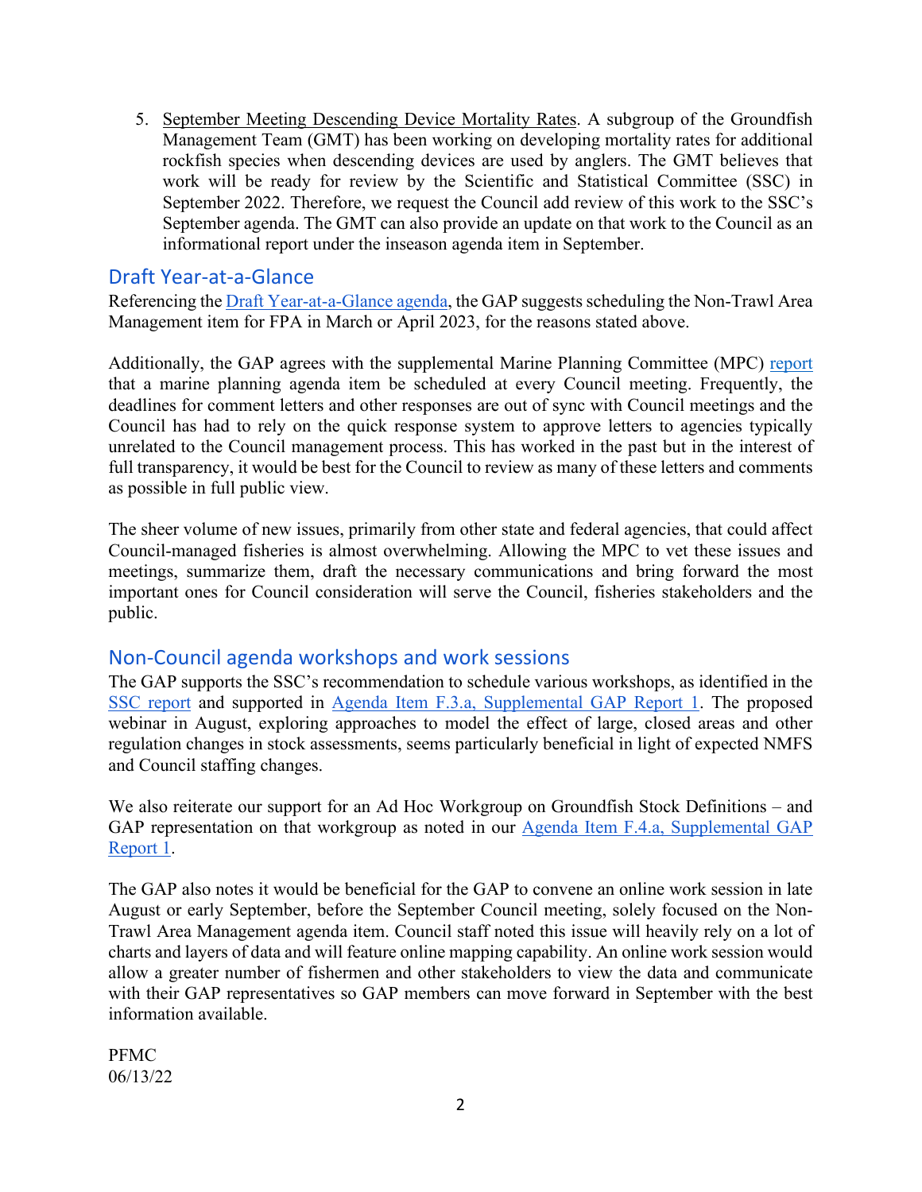5. September Meeting Descending Device Mortality Rates. A subgroup of the Groundfish Management Team (GMT) has been working on developing mortality rates for additional rockfish species when descending devices are used by anglers. The GMT believes that work will be ready for review by the Scientific and Statistical Committee (SSC) in September 2022. Therefore, we request the Council add review of this work to the SSC's September agenda. The GMT can also provide an update on that work to the Council as an informational report under the inseason agenda item in September.

## Draft Year-at-a-Glance

Referencing the Draft Year-at-a-Glance agenda, the GAP suggests scheduling the Non-Trawl Area Management item for FPA in March or April 2023, for the reasons stated above.

Additionally, the GAP agrees with the supplemental Marine Planning Committee (MPC) report that a marine planning agenda item be scheduled at every Council meeting. Frequently, the deadlines for comment letters and other responses are out of sync with Council meetings and the Council has had to rely on the quick response system to approve letters to agencies typically unrelated to the Council management process. This has worked in the past but in the interest of full transparency, it would be best for the Council to review as many of these letters and comments as possible in full public view.

The sheer volume of new issues, primarily from other state and federal agencies, that could affect Council-managed fisheries is almost overwhelming. Allowing the MPC to vet these issues and meetings, summarize them, draft the necessary communications and bring forward the most important ones for Council consideration will serve the Council, fisheries stakeholders and the public.

## Non-Council agenda workshops and work sessions

The GAP supports the SSC's recommendation to schedule various workshops, as identified in the SSC report and supported in Agenda Item F.3.a, Supplemental GAP Report 1. The proposed webinar in August, exploring approaches to model the effect of large, closed areas and other regulation changes in stock assessments, seems particularly beneficial in light of expected NMFS and Council staffing changes.

We also reiterate our support for an Ad Hoc Workgroup on Groundfish Stock Definitions – and GAP representation on that workgroup as noted in our Agenda Item F.4.a, Supplemental GAP Report 1.

The GAP also notes it would be beneficial for the GAP to convene an online work session in late August or early September, before the September Council meeting, solely focused on the Non-Trawl Area Management agenda item. Council staff noted this issue will heavily rely on a lot of charts and layers of data and will feature online mapping capability. An online work session would allow a greater number of fishermen and other stakeholders to view the data and communicate with their GAP representatives so GAP members can move forward in September with the best information available.

PFMC
06/13/22